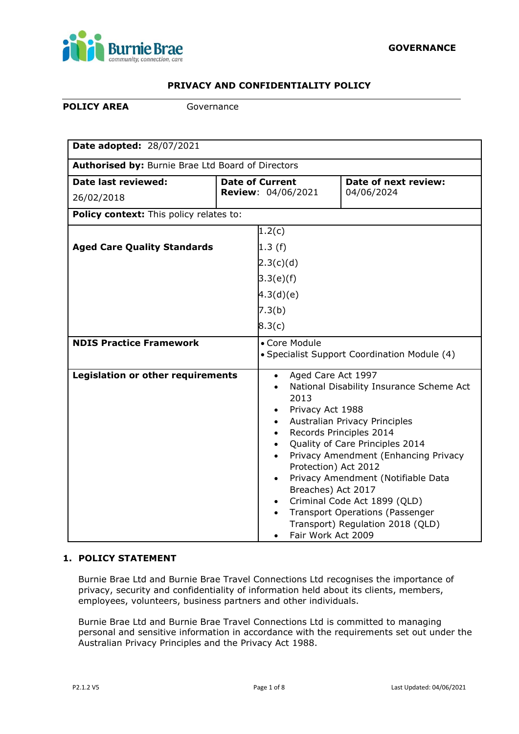GOVERNANCE

# PRIVACY AND CONFIDENTIALITY POLICY

**POLICY AREA** Governance

| | | |
|---|---|---|
| **Date adopted:** 28/07/2021 | | |
| **Authorised by:** Burnie Brae Ltd Board of Directors | | |
| **Date last reviewed:** 26/02/2018 | **Date of Current Review**: 04/06/2021 | **Date of next review:** 04/06/2024 |
| **Policy context:** This policy relates to: | | |

| | |
|---|---|
| **Aged Care Quality Standards** | 1.2(c)<br>1.3 (f)<br>2.3(c)(d)<br>3.3(e)(f)<br>4.3(d)(e)<br>7.3(b)<br>8.3(c) |
| **NDIS Practice Framework** | • Core Module<br>• Specialist Support Coordination Module (4) |
| **Legislation or other requirements** | • Aged Care Act 1997<br>• National Disability Insurance Scheme Act 2013<br>• Privacy Act 1988<br>• Australian Privacy Principles<br>• Records Principles 2014<br>• Quality of Care Principles 2014<br>• Privacy Amendment (Enhancing Privacy Protection) Act 2012<br>• Privacy Amendment (Notifiable Data Breaches) Act 2017<br>• Criminal Code Act 1899 (QLD)<br>• Transport Operations (Passenger Transport) Regulation 2018 (QLD)<br>• Fair Work Act 2009 |

## 1. POLICY STATEMENT

Burnie Brae Ltd and Burnie Brae Travel Connections Ltd recognises the importance of privacy, security and confidentiality of information held about its clients, members, employees, volunteers, business partners and other individuals.

Burnie Brae Ltd and Burnie Brae Travel Connections Ltd is committed to managing personal and sensitive information in accordance with the requirements set out under the Australian Privacy Principles and the Privacy Act 1988.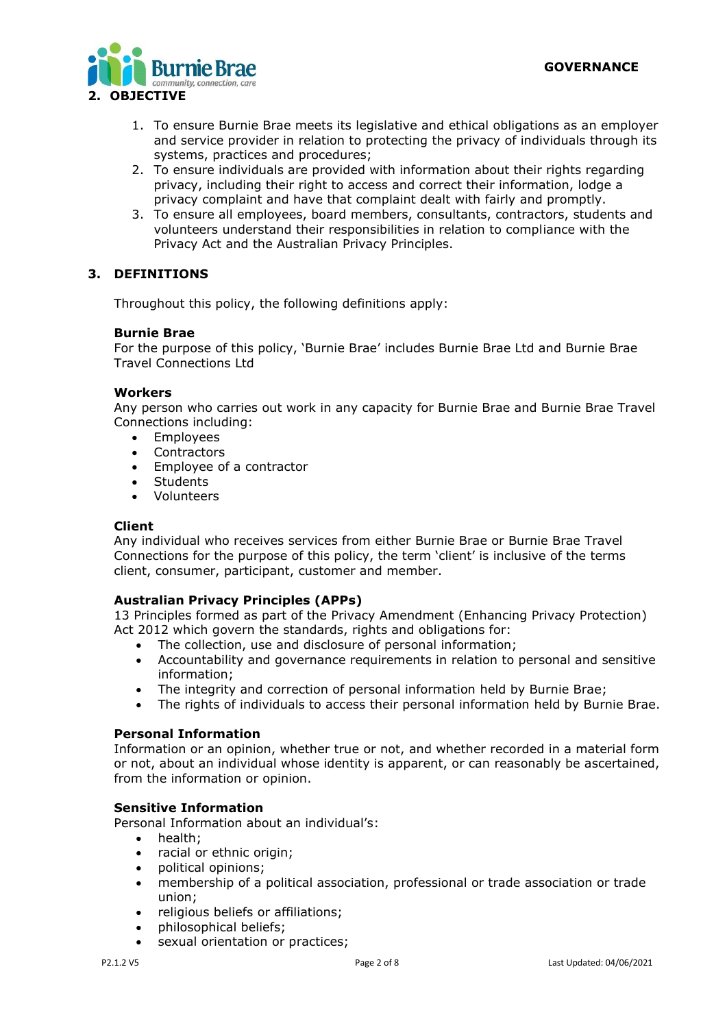## 2. OBJECTIVE

1. To ensure Burnie Brae meets its legislative and ethical obligations as an employer and service provider in relation to protecting the privacy of individuals through its systems, practices and procedures;
2. To ensure individuals are provided with information about their rights regarding privacy, including their right to access and correct their information, lodge a privacy complaint and have that complaint dealt with fairly and promptly.
3. To ensure all employees, board members, consultants, contractors, students and volunteers understand their responsibilities in relation to compliance with the Privacy Act and the Australian Privacy Principles.

## 3. DEFINITIONS

Throughout this policy, the following definitions apply:

**Burnie Brae**
For the purpose of this policy, 'Burnie Brae' includes Burnie Brae Ltd and Burnie Brae Travel Connections Ltd

**Workers**
Any person who carries out work in any capacity for Burnie Brae and Burnie Brae Travel Connections including:

- Employees
- Contractors
- Employee of a contractor
- Students
- Volunteers

**Client**
Any individual who receives services from either Burnie Brae or Burnie Brae Travel Connections for the purpose of this policy, the term 'client' is inclusive of the terms client, consumer, participant, customer and member.

**Australian Privacy Principles (APPs)**
13 Principles formed as part of the Privacy Amendment (Enhancing Privacy Protection) Act 2012 which govern the standards, rights and obligations for:

- The collection, use and disclosure of personal information;
- Accountability and governance requirements in relation to personal and sensitive information;
- The integrity and correction of personal information held by Burnie Brae;
- The rights of individuals to access their personal information held by Burnie Brae.

**Personal Information**
Information or an opinion, whether true or not, and whether recorded in a material form or not, about an individual whose identity is apparent, or can reasonably be ascertained, from the information or opinion.

**Sensitive Information**
Personal Information about an individual's:

- health;
- racial or ethnic origin;
- political opinions;
- membership of a political association, professional or trade association or trade union;
- religious beliefs or affiliations;
- philosophical beliefs;
- sexual orientation or practices;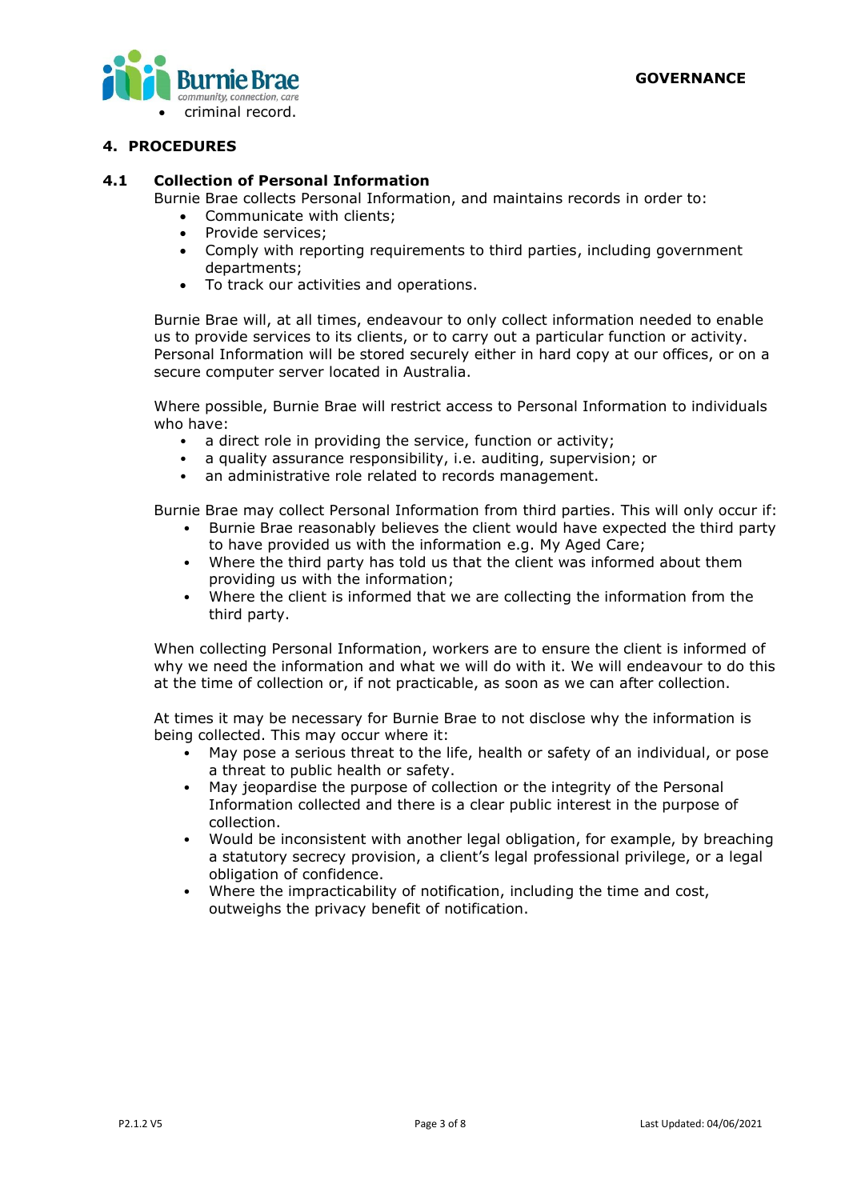- criminal record.

## 4. PROCEDURES

### 4.1 Collection of Personal Information

Burnie Brae collects Personal Information, and maintains records in order to:

- Communicate with clients;
- Provide services;
- Comply with reporting requirements to third parties, including government departments;
- To track our activities and operations.

Burnie Brae will, at all times, endeavour to only collect information needed to enable us to provide services to its clients, or to carry out a particular function or activity. Personal Information will be stored securely either in hard copy at our offices, or on a secure computer server located in Australia.

Where possible, Burnie Brae will restrict access to Personal Information to individuals who have:

- a direct role in providing the service, function or activity;
- a quality assurance responsibility, i.e. auditing, supervision; or
- an administrative role related to records management.

Burnie Brae may collect Personal Information from third parties. This will only occur if:

- Burnie Brae reasonably believes the client would have expected the third party to have provided us with the information e.g. My Aged Care;
- Where the third party has told us that the client was informed about them providing us with the information;
- Where the client is informed that we are collecting the information from the third party.

When collecting Personal Information, workers are to ensure the client is informed of why we need the information and what we will do with it. We will endeavour to do this at the time of collection or, if not practicable, as soon as we can after collection.

At times it may be necessary for Burnie Brae to not disclose why the information is being collected. This may occur where it:

- May pose a serious threat to the life, health or safety of an individual, or pose a threat to public health or safety.
- May jeopardise the purpose of collection or the integrity of the Personal Information collected and there is a clear public interest in the purpose of collection.
- Would be inconsistent with another legal obligation, for example, by breaching a statutory secrecy provision, a client's legal professional privilege, or a legal obligation of confidence.
- Where the impracticability of notification, including the time and cost, outweighs the privacy benefit of notification.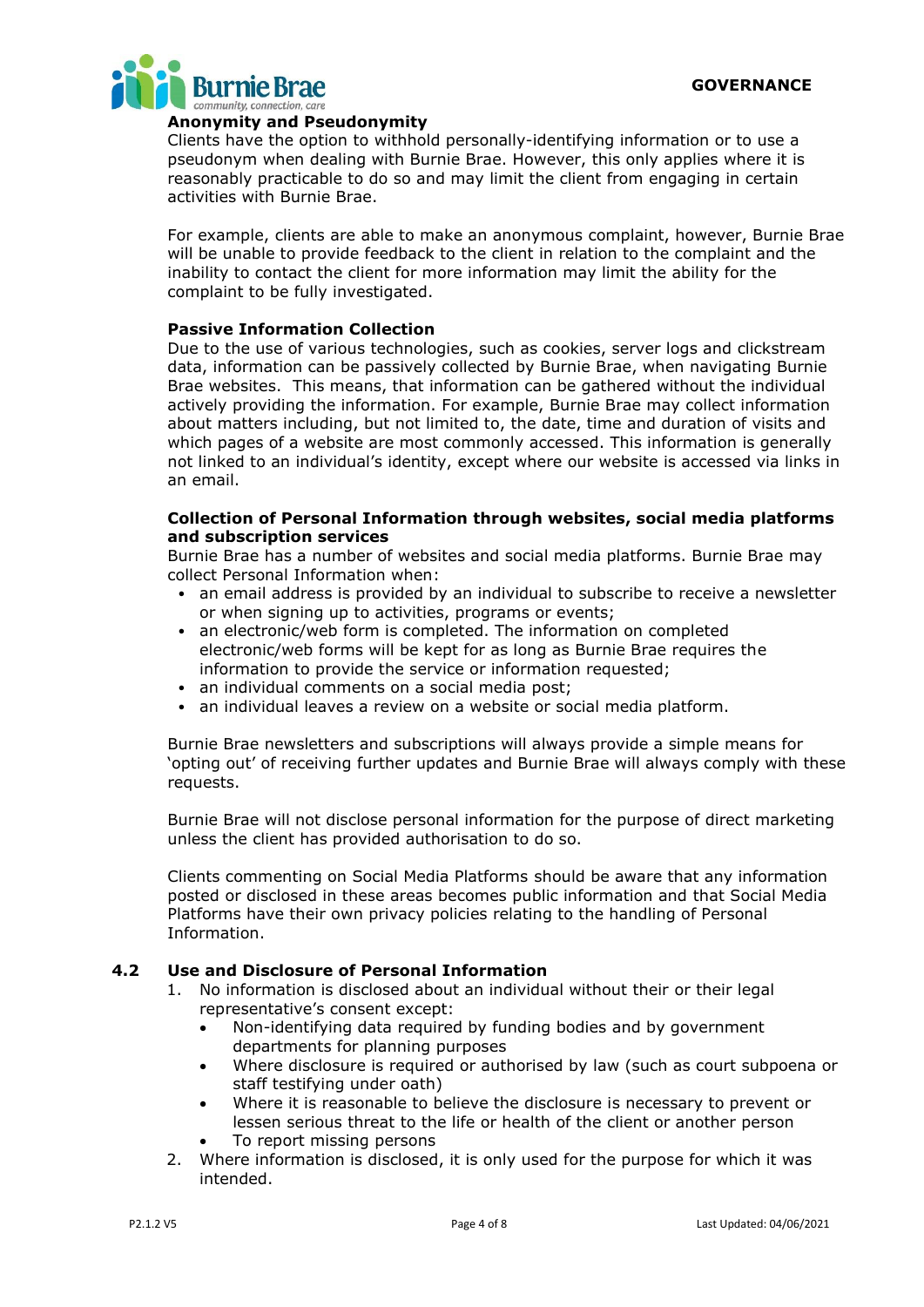**Anonymity and Pseudonymity**

Clients have the option to withhold personally-identifying information or to use a pseudonym when dealing with Burnie Brae. However, this only applies where it is reasonably practicable to do so and may limit the client from engaging in certain activities with Burnie Brae.

For example, clients are able to make an anonymous complaint, however, Burnie Brae will be unable to provide feedback to the client in relation to the complaint and the inability to contact the client for more information may limit the ability for the complaint to be fully investigated.

**Passive Information Collection**

Due to the use of various technologies, such as cookies, server logs and clickstream data, information can be passively collected by Burnie Brae, when navigating Burnie Brae websites. This means, that information can be gathered without the individual actively providing the information. For example, Burnie Brae may collect information about matters including, but not limited to, the date, time and duration of visits and which pages of a website are most commonly accessed. This information is generally not linked to an individual's identity, except where our website is accessed via links in an email.

**Collection of Personal Information through websites, social media platforms and subscription services**

Burnie Brae has a number of websites and social media platforms. Burnie Brae may collect Personal Information when:

- an email address is provided by an individual to subscribe to receive a newsletter or when signing up to activities, programs or events;
- an electronic/web form is completed. The information on completed electronic/web forms will be kept for as long as Burnie Brae requires the information to provide the service or information requested;
- an individual comments on a social media post;
- an individual leaves a review on a website or social media platform.

Burnie Brae newsletters and subscriptions will always provide a simple means for 'opting out' of receiving further updates and Burnie Brae will always comply with these requests.

Burnie Brae will not disclose personal information for the purpose of direct marketing unless the client has provided authorisation to do so.

Clients commenting on Social Media Platforms should be aware that any information posted or disclosed in these areas becomes public information and that Social Media Platforms have their own privacy policies relating to the handling of Personal Information.

## 4.2 Use and Disclosure of Personal Information

1. No information is disclosed about an individual without their or their legal representative's consent except:
   - Non-identifying data required by funding bodies and by government departments for planning purposes
   - Where disclosure is required or authorised by law (such as court subpoena or staff testifying under oath)
   - Where it is reasonable to believe the disclosure is necessary to prevent or lessen serious threat to the life or health of the client or another person
   - To report missing persons
2. Where information is disclosed, it is only used for the purpose for which it was intended.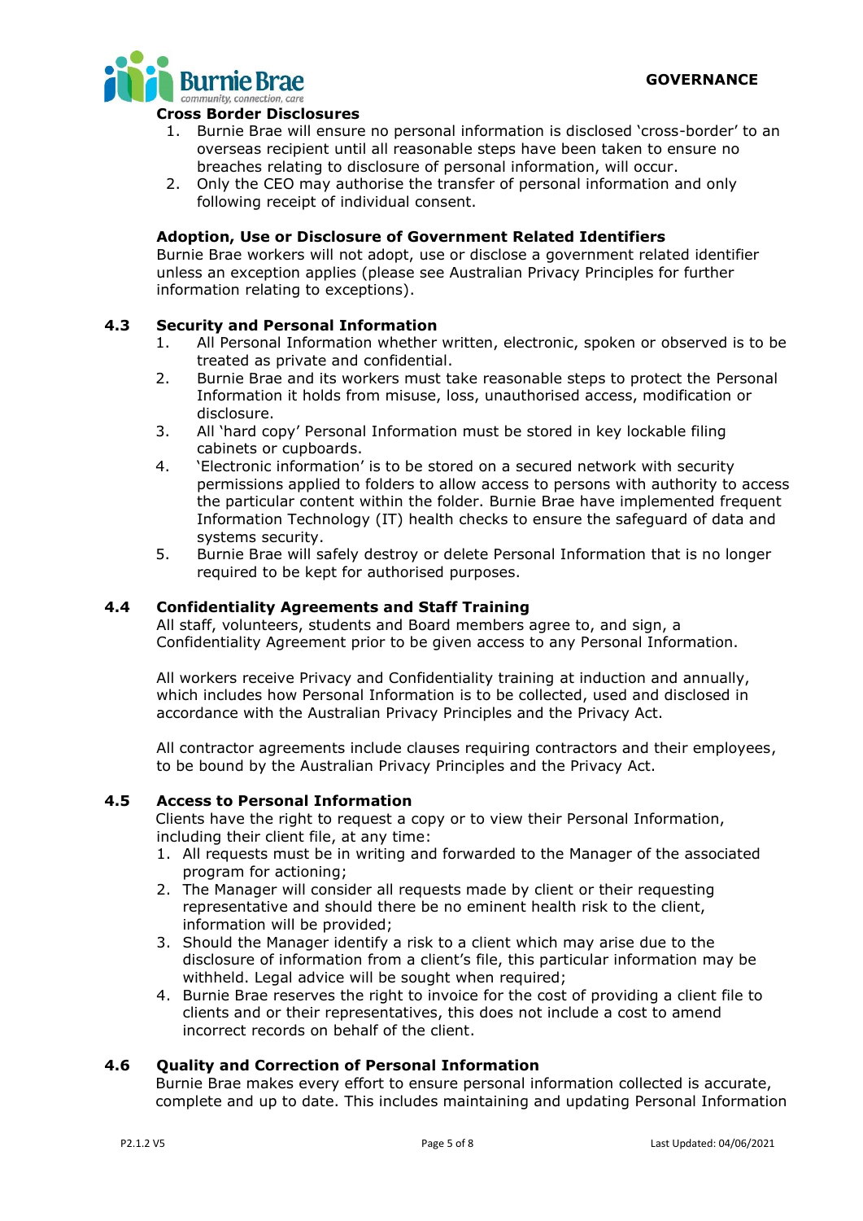**Cross Border Disclosures**

1. Burnie Brae will ensure no personal information is disclosed 'cross-border' to an overseas recipient until all reasonable steps have been taken to ensure no breaches relating to disclosure of personal information, will occur.
2. Only the CEO may authorise the transfer of personal information and only following receipt of individual consent.

**Adoption, Use or Disclosure of Government Related Identifiers**

Burnie Brae workers will not adopt, use or disclose a government related identifier unless an exception applies (please see Australian Privacy Principles for further information relating to exceptions).

### 4.3 Security and Personal Information

1. All Personal Information whether written, electronic, spoken or observed is to be treated as private and confidential.
2. Burnie Brae and its workers must take reasonable steps to protect the Personal Information it holds from misuse, loss, unauthorised access, modification or disclosure.
3. All 'hard copy' Personal Information must be stored in key lockable filing cabinets or cupboards.
4. 'Electronic information' is to be stored on a secured network with security permissions applied to folders to allow access to persons with authority to access the particular content within the folder. Burnie Brae have implemented frequent Information Technology (IT) health checks to ensure the safeguard of data and systems security.
5. Burnie Brae will safely destroy or delete Personal Information that is no longer required to be kept for authorised purposes.

### 4.4 Confidentiality Agreements and Staff Training

All staff, volunteers, students and Board members agree to, and sign, a Confidentiality Agreement prior to be given access to any Personal Information.

All workers receive Privacy and Confidentiality training at induction and annually, which includes how Personal Information is to be collected, used and disclosed in accordance with the Australian Privacy Principles and the Privacy Act.

All contractor agreements include clauses requiring contractors and their employees, to be bound by the Australian Privacy Principles and the Privacy Act.

### 4.5 Access to Personal Information

Clients have the right to request a copy or to view their Personal Information, including their client file, at any time:

1. All requests must be in writing and forwarded to the Manager of the associated program for actioning;
2. The Manager will consider all requests made by client or their requesting representative and should there be no eminent health risk to the client, information will be provided;
3. Should the Manager identify a risk to a client which may arise due to the disclosure of information from a client's file, this particular information may be withheld. Legal advice will be sought when required;
4. Burnie Brae reserves the right to invoice for the cost of providing a client file to clients and or their representatives, this does not include a cost to amend incorrect records on behalf of the client.

### 4.6 Quality and Correction of Personal Information

Burnie Brae makes every effort to ensure personal information collected is accurate, complete and up to date. This includes maintaining and updating Personal Information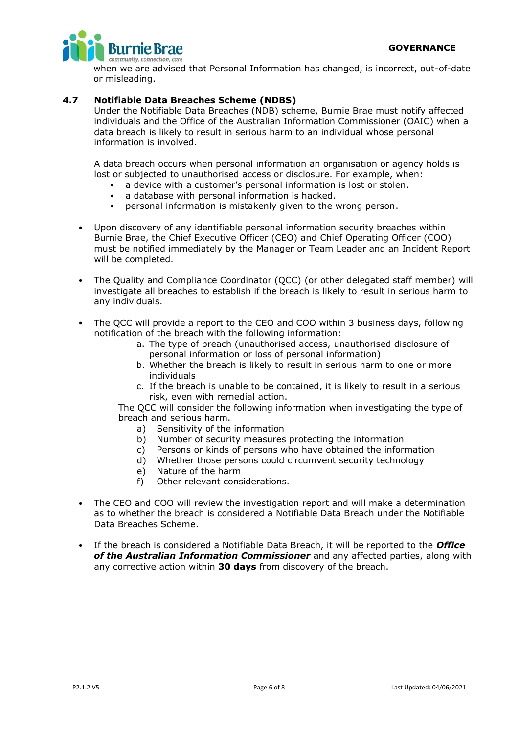when we are advised that Personal Information has changed, is incorrect, out-of-date or misleading.

### 4.7 Notifiable Data Breaches Scheme (NDBS)

Under the Notifiable Data Breaches (NDB) scheme, Burnie Brae must notify affected individuals and the Office of the Australian Information Commissioner (OAIC) when a data breach is likely to result in serious harm to an individual whose personal information is involved.

A data breach occurs when personal information an organisation or agency holds is lost or subjected to unauthorised access or disclosure. For example, when:

- a device with a customer's personal information is lost or stolen.
- a database with personal information is hacked.
- personal information is mistakenly given to the wrong person.

- Upon discovery of any identifiable personal information security breaches within Burnie Brae, the Chief Executive Officer (CEO) and Chief Operating Officer (COO) must be notified immediately by the Manager or Team Leader and an Incident Report will be completed.

- The Quality and Compliance Coordinator (QCC) (or other delegated staff member) will investigate all breaches to establish if the breach is likely to result in serious harm to any individuals.

- The QCC will provide a report to the CEO and COO within 3 business days, following notification of the breach with the following information:
  a. The type of breach (unauthorised access, unauthorised disclosure of personal information or loss of personal information)
  b. Whether the breach is likely to result in serious harm to one or more individuals
  c. If the breach is unable to be contained, it is likely to result in a serious risk, even with remedial action.

  The QCC will consider the following information when investigating the type of breach and serious harm.
  a) Sensitivity of the information
  b) Number of security measures protecting the information
  c) Persons or kinds of persons who have obtained the information
  d) Whether those persons could circumvent security technology
  e) Nature of the harm
  f) Other relevant considerations.

- The CEO and COO will review the investigation report and will make a determination as to whether the breach is considered a Notifiable Data Breach under the Notifiable Data Breaches Scheme.

- If the breach is considered a Notifiable Data Breach, it will be reported to the ***Office of the Australian Information Commissioner*** and any affected parties, along with any corrective action within **30 days** from discovery of the breach.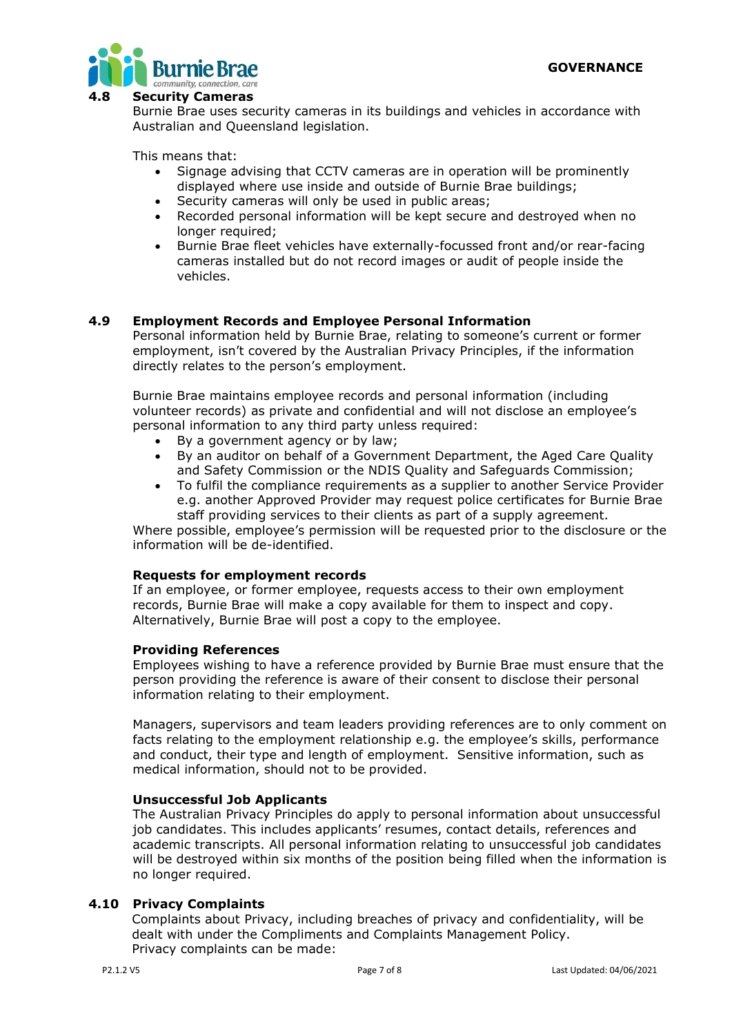### 4.8 Security Cameras

Burnie Brae uses security cameras in its buildings and vehicles in accordance with Australian and Queensland legislation.

This means that:

- Signage advising that CCTV cameras are in operation will be prominently displayed where use inside and outside of Burnie Brae buildings;
- Security cameras will only be used in public areas;
- Recorded personal information will be kept secure and destroyed when no longer required;
- Burnie Brae fleet vehicles have externally-focussed front and/or rear-facing cameras installed but do not record images or audit of people inside the vehicles.

### 4.9 Employment Records and Employee Personal Information

Personal information held by Burnie Brae, relating to someone's current or former employment, isn't covered by the Australian Privacy Principles, if the information directly relates to the person's employment.

Burnie Brae maintains employee records and personal information (including volunteer records) as private and confidential and will not disclose an employee's personal information to any third party unless required:

- By a government agency or by law;
- By an auditor on behalf of a Government Department, the Aged Care Quality and Safety Commission or the NDIS Quality and Safeguards Commission;
- To fulfil the compliance requirements as a supplier to another Service Provider e.g. another Approved Provider may request police certificates for Burnie Brae staff providing services to their clients as part of a supply agreement.

Where possible, employee's permission will be requested prior to the disclosure or the information will be de-identified.

**Requests for employment records**

If an employee, or former employee, requests access to their own employment records, Burnie Brae will make a copy available for them to inspect and copy. Alternatively, Burnie Brae will post a copy to the employee.

**Providing References**

Employees wishing to have a reference provided by Burnie Brae must ensure that the person providing the reference is aware of their consent to disclose their personal information relating to their employment.

Managers, supervisors and team leaders providing references are to only comment on facts relating to the employment relationship e.g. the employee's skills, performance and conduct, their type and length of employment. Sensitive information, such as medical information, should not to be provided.

**Unsuccessful Job Applicants**

The Australian Privacy Principles do apply to personal information about unsuccessful job candidates. This includes applicants' resumes, contact details, references and academic transcripts. All personal information relating to unsuccessful job candidates will be destroyed within six months of the position being filled when the information is no longer required.

### 4.10 Privacy Complaints

Complaints about Privacy, including breaches of privacy and confidentiality, will be dealt with under the Compliments and Complaints Management Policy.
Privacy complaints can be made: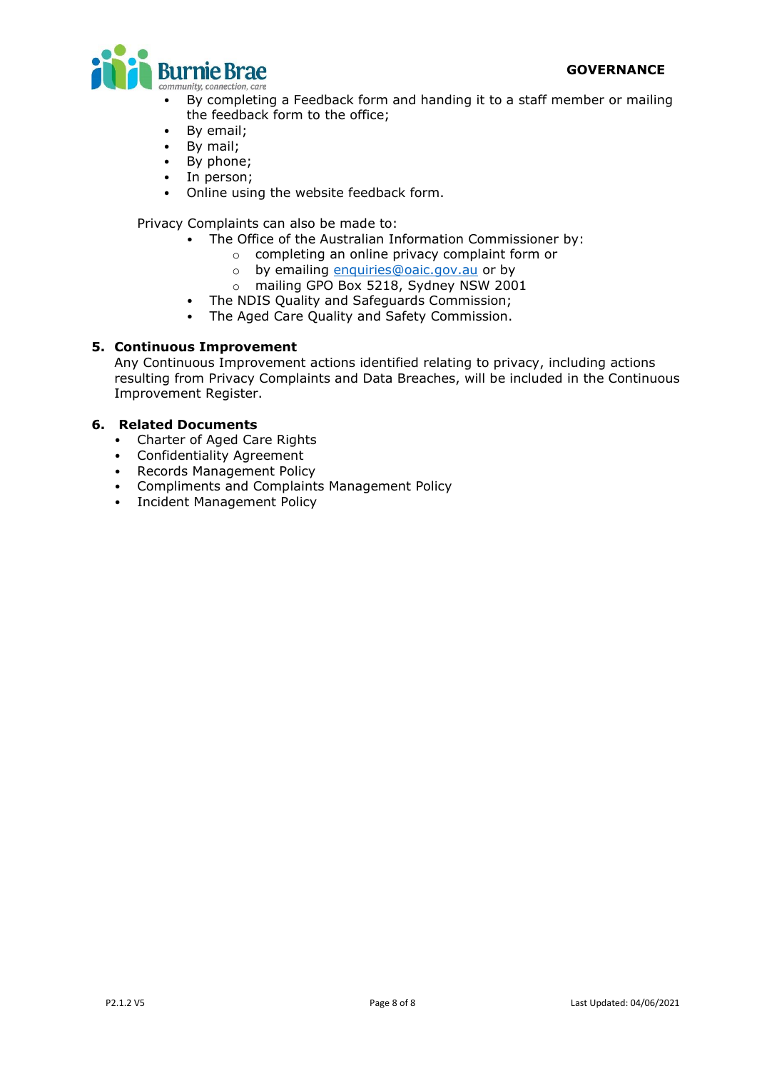- By completing a Feedback form and handing it to a staff member or mailing the feedback form to the office;
- By email;
- By mail;
- By phone;
- In person;
- Online using the website feedback form.

Privacy Complaints can also be made to:

- The Office of the Australian Information Commissioner by:
  - completing an online privacy complaint form or
  - by emailing enquiries@oaic.gov.au or by
  - mailing GPO Box 5218, Sydney NSW 2001
- The NDIS Quality and Safeguards Commission;
- The Aged Care Quality and Safety Commission.

## 5. Continuous Improvement

Any Continuous Improvement actions identified relating to privacy, including actions resulting from Privacy Complaints and Data Breaches, will be included in the Continuous Improvement Register.

## 6. Related Documents

- Charter of Aged Care Rights
- Confidentiality Agreement
- Records Management Policy
- Compliments and Complaints Management Policy
- Incident Management Policy